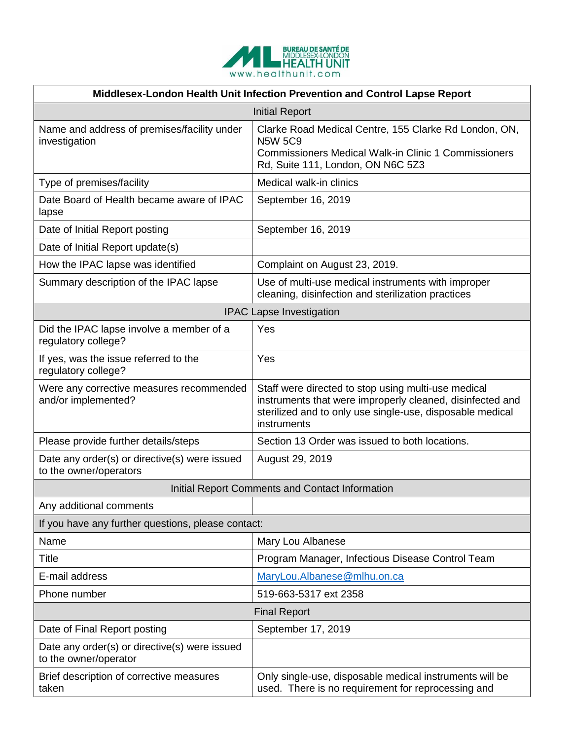| Middlesex-London Health Unit Infection Prevention and Control Lapse Report | |
|---|---|
| **Initial Report** | |
| Name and address of premises/facility under investigation | Clarke Road Medical Centre, 155 Clarke Rd London, ON, N5W 5C9<br>Commissioners Medical Walk-in Clinic 1 Commissioners Rd, Suite 111, London, ON N6C 5Z3 |
| Type of premises/facility | Medical walk-in clinics |
| Date Board of Health became aware of IPAC lapse | September 16, 2019 |
| Date of Initial Report posting | September 16, 2019 |
| Date of Initial Report update(s) | |
| How the IPAC lapse was identified | Complaint on August 23, 2019. |
| Summary description of the IPAC lapse | Use of multi-use medical instruments with improper cleaning, disinfection and sterilization practices |
| **IPAC Lapse Investigation** | |
| Did the IPAC lapse involve a member of a regulatory college? | Yes |
| If yes, was the issue referred to the regulatory college? | Yes |
| Were any corrective measures recommended and/or implemented? | Staff were directed to stop using multi-use medical instruments that were improperly cleaned, disinfected and sterilized and to only use single-use, disposable medical instruments |
| Please provide further details/steps | Section 13 Order was issued to both locations. |
| Date any order(s) or directive(s) were issued to the owner/operators | August 29, 2019 |
| **Initial Report Comments and Contact Information** | |
| Any additional comments | |
| If you have any further questions, please contact: | |
| Name | Mary Lou Albanese |
| Title | Program Manager, Infectious Disease Control Team |
| E-mail address | MaryLou.Albanese@mlhu.on.ca |
| Phone number | 519-663-5317 ext 2358 |
| **Final Report** | |
| Date of Final Report posting | September 17, 2019 |
| Date any order(s) or directive(s) were issued to the owner/operator | |
| Brief description of corrective measures taken | Only single-use, disposable medical instruments will be used. There is no requirement for reprocessing and |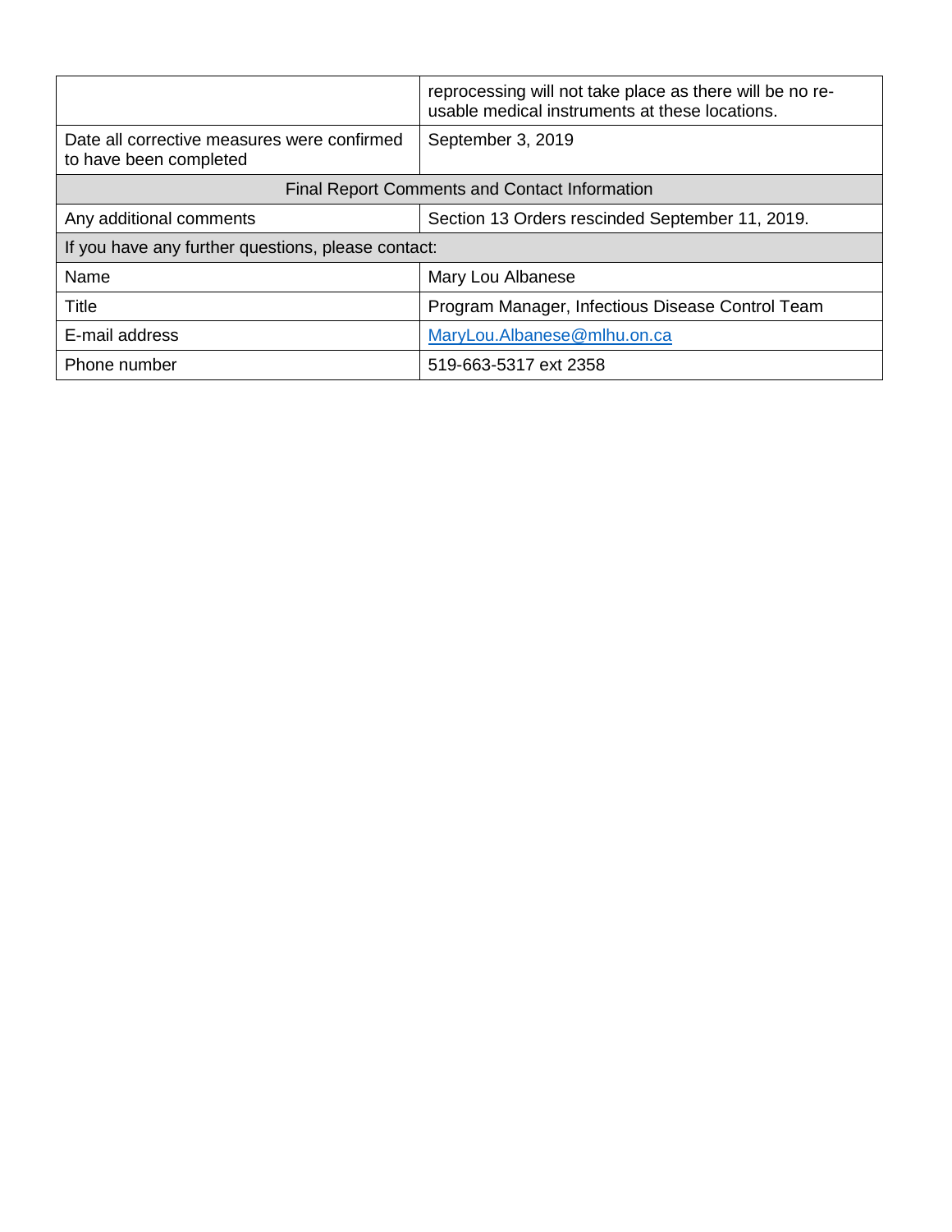| | |
|---|---|
| | reprocessing will not take place as there will be no re-usable medical instruments at these locations. |
| Date all corrective measures were confirmed to have been completed | September 3, 2019 |
| Final Report Comments and Contact Information | |
| Any additional comments | Section 13 Orders rescinded September 11, 2019. |
| If you have any further questions, please contact: | |
| Name | Mary Lou Albanese |
| Title | Program Manager, Infectious Disease Control Team |
| E-mail address | MaryLou.Albanese@mlhu.on.ca |
| Phone number | 519-663-5317 ext 2358 |